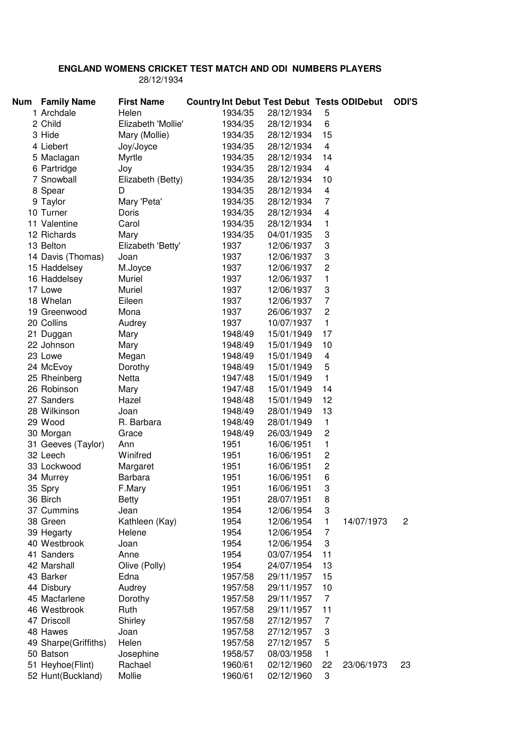**ENGLAND WOMENS CRICKET TEST MATCH AND ODI NUMBERS PLAYERS**

28/12/1934

| Num | Family Name | First Name | Country | Int Debut | Test Debut | Tests | ODIDebut | ODI'S |
|---|---|---|---|---|---|---|---|---|
| 1 | Archdale | Helen | | 1934/35 | 28/12/1934 | 5 | | |
| 2 | Child | Elizabeth 'Mollie' | | 1934/35 | 28/12/1934 | 6 | | |
| 3 | Hide | Mary (Mollie) | | 1934/35 | 28/12/1934 | 15 | | |
| 4 | Liebert | Joy/Joyce | | 1934/35 | 28/12/1934 | 4 | | |
| 5 | Maclagan | Myrtle | | 1934/35 | 28/12/1934 | 14 | | |
| 6 | Partridge | Joy | | 1934/35 | 28/12/1934 | 4 | | |
| 7 | Snowball | Elizabeth (Betty) | | 1934/35 | 28/12/1934 | 10 | | |
| 8 | Spear | D | | 1934/35 | 28/12/1934 | 4 | | |
| 9 | Taylor | Mary 'Peta' | | 1934/35 | 28/12/1934 | 7 | | |
| 10 | Turner | Doris | | 1934/35 | 28/12/1934 | 4 | | |
| 11 | Valentine | Carol | | 1934/35 | 28/12/1934 | 1 | | |
| 12 | Richards | Mary | | 1934/35 | 04/01/1935 | 3 | | |
| 13 | Belton | Elizabeth 'Betty' | | 1937 | 12/06/1937 | 3 | | |
| 14 | Davis (Thomas) | Joan | | 1937 | 12/06/1937 | 3 | | |
| 15 | Haddelsey | M.Joyce | | 1937 | 12/06/1937 | 2 | | |
| 16 | Haddelsey | Muriel | | 1937 | 12/06/1937 | 1 | | |
| 17 | Lowe | Muriel | | 1937 | 12/06/1937 | 3 | | |
| 18 | Whelan | Eileen | | 1937 | 12/06/1937 | 7 | | |
| 19 | Greenwood | Mona | | 1937 | 26/06/1937 | 2 | | |
| 20 | Collins | Audrey | | 1937 | 10/07/1937 | 1 | | |
| 21 | Duggan | Mary | | 1948/49 | 15/01/1949 | 17 | | |
| 22 | Johnson | Mary | | 1948/49 | 15/01/1949 | 10 | | |
| 23 | Lowe | Megan | | 1948/49 | 15/01/1949 | 4 | | |
| 24 | McEvoy | Dorothy | | 1948/49 | 15/01/1949 | 5 | | |
| 25 | Rheinberg | Netta | | 1947/48 | 15/01/1949 | 1 | | |
| 26 | Robinson | Mary | | 1947/48 | 15/01/1949 | 14 | | |
| 27 | Sanders | Hazel | | 1948/48 | 15/01/1949 | 12 | | |
| 28 | Wilkinson | Joan | | 1948/49 | 28/01/1949 | 13 | | |
| 29 | Wood | R. Barbara | | 1948/49 | 28/01/1949 | 1 | | |
| 30 | Morgan | Grace | | 1948/49 | 26/03/1949 | 2 | | |
| 31 | Geeves (Taylor) | Ann | | 1951 | 16/06/1951 | 1 | | |
| 32 | Leech | Winifred | | 1951 | 16/06/1951 | 2 | | |
| 33 | Lockwood | Margaret | | 1951 | 16/06/1951 | 2 | | |
| 34 | Murrey | Barbara | | 1951 | 16/06/1951 | 6 | | |
| 35 | Spry | F.Mary | | 1951 | 16/06/1951 | 3 | | |
| 36 | Birch | Betty | | 1951 | 28/07/1951 | 8 | | |
| 37 | Cummins | Jean | | 1954 | 12/06/1954 | 3 | | |
| 38 | Green | Kathleen (Kay) | | 1954 | 12/06/1954 | 1 | 14/07/1973 | 2 |
| 39 | Hegarty | Helene | | 1954 | 12/06/1954 | 7 | | |
| 40 | Westbrook | Joan | | 1954 | 12/06/1954 | 3 | | |
| 41 | Sanders | Anne | | 1954 | 03/07/1954 | 11 | | |
| 42 | Marshall | Olive (Polly) | | 1954 | 24/07/1954 | 13 | | |
| 43 | Barker | Edna | | 1957/58 | 29/11/1957 | 15 | | |
| 44 | Disbury | Audrey | | 1957/58 | 29/11/1957 | 10 | | |
| 45 | Macfarlene | Dorothy | | 1957/58 | 29/11/1957 | 7 | | |
| 46 | Westbrook | Ruth | | 1957/58 | 29/11/1957 | 11 | | |
| 47 | Driscoll | Shirley | | 1957/58 | 27/12/1957 | 7 | | |
| 48 | Hawes | Joan | | 1957/58 | 27/12/1957 | 3 | | |
| 49 | Sharpe(Griffiths) | Helen | | 1957/58 | 27/12/1957 | 5 | | |
| 50 | Batson | Josephine | | 1958/57 | 08/03/1958 | 1 | | |
| 51 | Heyhoe(Flint) | Rachael | | 1960/61 | 02/12/1960 | 22 | 23/06/1973 | 23 |
| 52 | Hunt(Buckland) | Mollie | | 1960/61 | 02/12/1960 | 3 | | |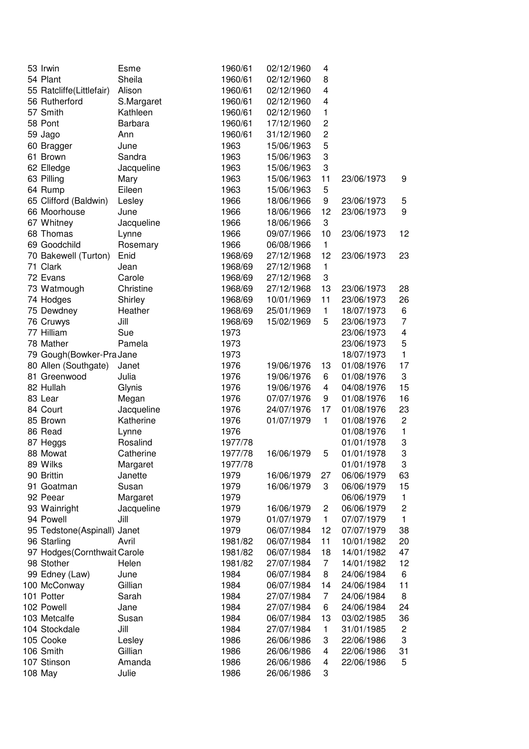| | | | | | | | |
|---|---|---|---|---|---|---|---|
| 53 | Irwin | Esme | 1960/61 | 02/12/1960 | 4 | | |
| 54 | Plant | Sheila | 1960/61 | 02/12/1960 | 8 | | |
| 55 | Ratcliffe(Littlefair) | Alison | 1960/61 | 02/12/1960 | 4 | | |
| 56 | Rutherford | S.Margaret | 1960/61 | 02/12/1960 | 4 | | |
| 57 | Smith | Kathleen | 1960/61 | 02/12/1960 | 1 | | |
| 58 | Pont | Barbara | 1960/61 | 17/12/1960 | 2 | | |
| 59 | Jago | Ann | 1960/61 | 31/12/1960 | 2 | | |
| 60 | Bragger | June | 1963 | 15/06/1963 | 5 | | |
| 61 | Brown | Sandra | 1963 | 15/06/1963 | 3 | | |
| 62 | Elledge | Jacqueline | 1963 | 15/06/1963 | 3 | | |
| 63 | Pilling | Mary | 1963 | 15/06/1963 | 11 | 23/06/1973 | 9 |
| 64 | Rump | Eileen | 1963 | 15/06/1963 | 5 | | |
| 65 | Clifford (Baldwin) | Lesley | 1966 | 18/06/1966 | 9 | 23/06/1973 | 5 |
| 66 | Moorhouse | June | 1966 | 18/06/1966 | 12 | 23/06/1973 | 9 |
| 67 | Whitney | Jacqueline | 1966 | 18/06/1966 | 3 | | |
| 68 | Thomas | Lynne | 1966 | 09/07/1966 | 10 | 23/06/1973 | 12 |
| 69 | Goodchild | Rosemary | 1966 | 06/08/1966 | 1 | | |
| 70 | Bakewell (Turton) | Enid | 1968/69 | 27/12/1968 | 12 | 23/06/1973 | 23 |
| 71 | Clark | Jean | 1968/69 | 27/12/1968 | 1 | | |
| 72 | Evans | Carole | 1968/69 | 27/12/1968 | 3 | | |
| 73 | Watmough | Christine | 1968/69 | 27/12/1968 | 13 | 23/06/1973 | 28 |
| 74 | Hodges | Shirley | 1968/69 | 10/01/1969 | 11 | 23/06/1973 | 26 |
| 75 | Dewdney | Heather | 1968/69 | 25/01/1969 | 1 | 18/07/1973 | 6 |
| 76 | Cruwys | Jill | 1968/69 | 15/02/1969 | 5 | 23/06/1973 | 7 |
| 77 | Hilliam | Sue | 1973 | | | 23/06/1973 | 4 |
| 78 | Mather | Pamela | 1973 | | | 23/06/1973 | 5 |
| 79 | Gough(Bowker-Pra | Jane | 1973 | | | 18/07/1973 | 1 |
| 80 | Allen (Southgate) | Janet | 1976 | 19/06/1976 | 13 | 01/08/1976 | 17 |
| 81 | Greenwood | Julia | 1976 | 19/06/1976 | 6 | 01/08/1976 | 3 |
| 82 | Hullah | Glynis | 1976 | 19/06/1976 | 4 | 04/08/1976 | 15 |
| 83 | Lear | Megan | 1976 | 07/07/1976 | 9 | 01/08/1976 | 16 |
| 84 | Court | Jacqueline | 1976 | 24/07/1976 | 17 | 01/08/1976 | 23 |
| 85 | Brown | Katherine | 1976 | 01/07/1979 | 1 | 01/08/1976 | 2 |
| 86 | Read | Lynne | 1976 | | | 01/08/1976 | 1 |
| 87 | Heggs | Rosalind | 1977/78 | | | 01/01/1978 | 3 |
| 88 | Mowat | Catherine | 1977/78 | 16/06/1979 | 5 | 01/01/1978 | 3 |
| 89 | Wilks | Margaret | 1977/78 | | | 01/01/1978 | 3 |
| 90 | Brittin | Janette | 1979 | 16/06/1979 | 27 | 06/06/1979 | 63 |
| 91 | Goatman | Susan | 1979 | 16/06/1979 | 3 | 06/06/1979 | 15 |
| 92 | Peear | Margaret | 1979 | | | 06/06/1979 | 1 |
| 93 | Wainright | Jacqueline | 1979 | 16/06/1979 | 2 | 06/06/1979 | 2 |
| 94 | Powell | Jill | 1979 | 01/07/1979 | 1 | 07/07/1979 | 1 |
| 95 | Tedstone(Aspinall) | Janet | 1979 | 06/07/1984 | 12 | 07/07/1979 | 38 |
| 96 | Starling | Avril | 1981/82 | 06/07/1984 | 11 | 10/01/1982 | 20 |
| 97 | Hodges(Cornthwait | Carole | 1981/82 | 06/07/1984 | 18 | 14/01/1982 | 47 |
| 98 | Stother | Helen | 1981/82 | 27/07/1984 | 7 | 14/01/1982 | 12 |
| 99 | Edney (Law) | June | 1984 | 06/07/1984 | 8 | 24/06/1984 | 6 |
| 100 | McConway | Gillian | 1984 | 06/07/1984 | 14 | 24/06/1984 | 11 |
| 101 | Potter | Sarah | 1984 | 27/07/1984 | 7 | 24/06/1984 | 8 |
| 102 | Powell | Jane | 1984 | 27/07/1984 | 6 | 24/06/1984 | 24 |
| 103 | Metcalfe | Susan | 1984 | 06/07/1984 | 13 | 03/02/1985 | 36 |
| 104 | Stockdale | Jill | 1984 | 27/07/1984 | 1 | 31/01/1985 | 2 |
| 105 | Cooke | Lesley | 1986 | 26/06/1986 | 3 | 22/06/1986 | 3 |
| 106 | Smith | Gillian | 1986 | 26/06/1986 | 4 | 22/06/1986 | 31 |
| 107 | Stinson | Amanda | 1986 | 26/06/1986 | 4 | 22/06/1986 | 5 |
| 108 | May | Julie | 1986 | 26/06/1986 | 3 | | |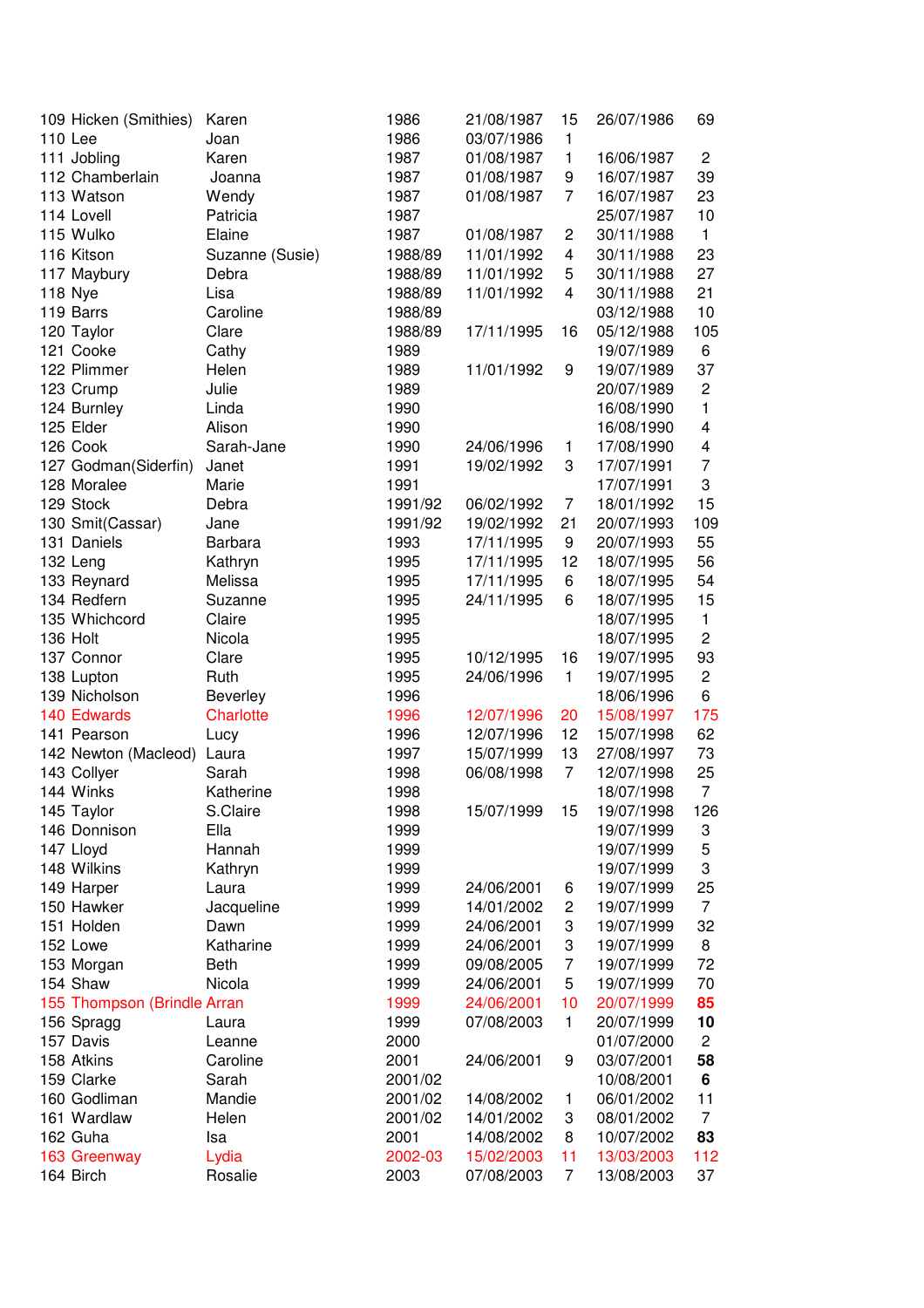| | | | | | | | |
|---|---|---|---|---|---|---|---|
| 109 | Hicken (Smithies) | Karen | 1986 | 21/08/1987 | 15 | 26/07/1986 | 69 |
| 110 | Lee | Joan | 1986 | 03/07/1986 | 1 | | |
| 111 | Jobling | Karen | 1987 | 01/08/1987 | 1 | 16/06/1987 | 2 |
| 112 | Chamberlain | Joanna | 1987 | 01/08/1987 | 9 | 16/07/1987 | 39 |
| 113 | Watson | Wendy | 1987 | 01/08/1987 | 7 | 16/07/1987 | 23 |
| 114 | Lovell | Patricia | 1987 | | | 25/07/1987 | 10 |
| 115 | Wulko | Elaine | 1987 | 01/08/1987 | 2 | 30/11/1988 | 1 |
| 116 | Kitson | Suzanne (Susie) | 1988/89 | 11/01/1992 | 4 | 30/11/1988 | 23 |
| 117 | Maybury | Debra | 1988/89 | 11/01/1992 | 5 | 30/11/1988 | 27 |
| 118 | Nye | Lisa | 1988/89 | 11/01/1992 | 4 | 30/11/1988 | 21 |
| 119 | Barrs | Caroline | 1988/89 | | | 03/12/1988 | 10 |
| 120 | Taylor | Clare | 1988/89 | 17/11/1995 | 16 | 05/12/1988 | 105 |
| 121 | Cooke | Cathy | 1989 | | | 19/07/1989 | 6 |
| 122 | Plimmer | Helen | 1989 | 11/01/1992 | 9 | 19/07/1989 | 37 |
| 123 | Crump | Julie | 1989 | | | 20/07/1989 | 2 |
| 124 | Burnley | Linda | 1990 | | | 16/08/1990 | 1 |
| 125 | Elder | Alison | 1990 | | | 16/08/1990 | 4 |
| 126 | Cook | Sarah-Jane | 1990 | 24/06/1996 | 1 | 17/08/1990 | 4 |
| 127 | Godman(Siderfin) | Janet | 1991 | 19/02/1992 | 3 | 17/07/1991 | 7 |
| 128 | Moralee | Marie | 1991 | | | 17/07/1991 | 3 |
| 129 | Stock | Debra | 1991/92 | 06/02/1992 | 7 | 18/01/1992 | 15 |
| 130 | Smit(Cassar) | Jane | 1991/92 | 19/02/1992 | 21 | 20/07/1993 | 109 |
| 131 | Daniels | Barbara | 1993 | 17/11/1995 | 9 | 20/07/1993 | 55 |
| 132 | Leng | Kathryn | 1995 | 17/11/1995 | 12 | 18/07/1995 | 56 |
| 133 | Reynard | Melissa | 1995 | 17/11/1995 | 6 | 18/07/1995 | 54 |
| 134 | Redfern | Suzanne | 1995 | 24/11/1995 | 6 | 18/07/1995 | 15 |
| 135 | Whichcord | Claire | 1995 | | | 18/07/1995 | 1 |
| 136 | Holt | Nicola | 1995 | | | 18/07/1995 | 2 |
| 137 | Connor | Clare | 1995 | 10/12/1995 | 16 | 19/07/1995 | 93 |
| 138 | Lupton | Ruth | 1995 | 24/06/1996 | 1 | 19/07/1995 | 2 |
| 139 | Nicholson | Beverley | 1996 | | | 18/06/1996 | 6 |
| 140 | Edwards | Charlotte | 1996 | 12/07/1996 | 20 | 15/08/1997 | 175 |
| 141 | Pearson | Lucy | 1996 | 12/07/1996 | 12 | 15/07/1998 | 62 |
| 142 | Newton (Macleod) | Laura | 1997 | 15/07/1999 | 13 | 27/08/1997 | 73 |
| 143 | Collyer | Sarah | 1998 | 06/08/1998 | 7 | 12/07/1998 | 25 |
| 144 | Winks | Katherine | 1998 | | | 18/07/1998 | 7 |
| 145 | Taylor | S.Claire | 1998 | 15/07/1999 | 15 | 19/07/1998 | 126 |
| 146 | Donnison | Ella | 1999 | | | 19/07/1999 | 3 |
| 147 | Lloyd | Hannah | 1999 | | | 19/07/1999 | 5 |
| 148 | Wilkins | Kathryn | 1999 | | | 19/07/1999 | 3 |
| 149 | Harper | Laura | 1999 | 24/06/2001 | 6 | 19/07/1999 | 25 |
| 150 | Hawker | Jacqueline | 1999 | 14/01/2002 | 2 | 19/07/1999 | 7 |
| 151 | Holden | Dawn | 1999 | 24/06/2001 | 3 | 19/07/1999 | 32 |
| 152 | Lowe | Katharine | 1999 | 24/06/2001 | 3 | 19/07/1999 | 8 |
| 153 | Morgan | Beth | 1999 | 09/08/2005 | 7 | 19/07/1999 | 72 |
| 154 | Shaw | Nicola | 1999 | 24/06/2001 | 5 | 19/07/1999 | 70 |
| 155 | Thompson (Brindle | Arran | 1999 | 24/06/2001 | 10 | 20/07/1999 | **85** |
| 156 | Spragg | Laura | 1999 | 07/08/2003 | 1 | 20/07/1999 | **10** |
| 157 | Davis | Leanne | 2000 | | | 01/07/2000 | 2 |
| 158 | Atkins | Caroline | 2001 | 24/06/2001 | 9 | 03/07/2001 | **58** |
| 159 | Clarke | Sarah | 2001/02 | | | 10/08/2001 | **6** |
| 160 | Godliman | Mandie | 2001/02 | 14/08/2002 | 1 | 06/01/2002 | 11 |
| 161 | Wardlaw | Helen | 2001/02 | 14/01/2002 | 3 | 08/01/2002 | 7 |
| 162 | Guha | Isa | 2001 | 14/08/2002 | 8 | 10/07/2002 | **83** |
| 163 | Greenway | Lydia | 2002-03 | 15/02/2003 | 11 | 13/03/2003 | 112 |
| 164 | Birch | Rosalie | 2003 | 07/08/2003 | 7 | 13/08/2003 | 37 |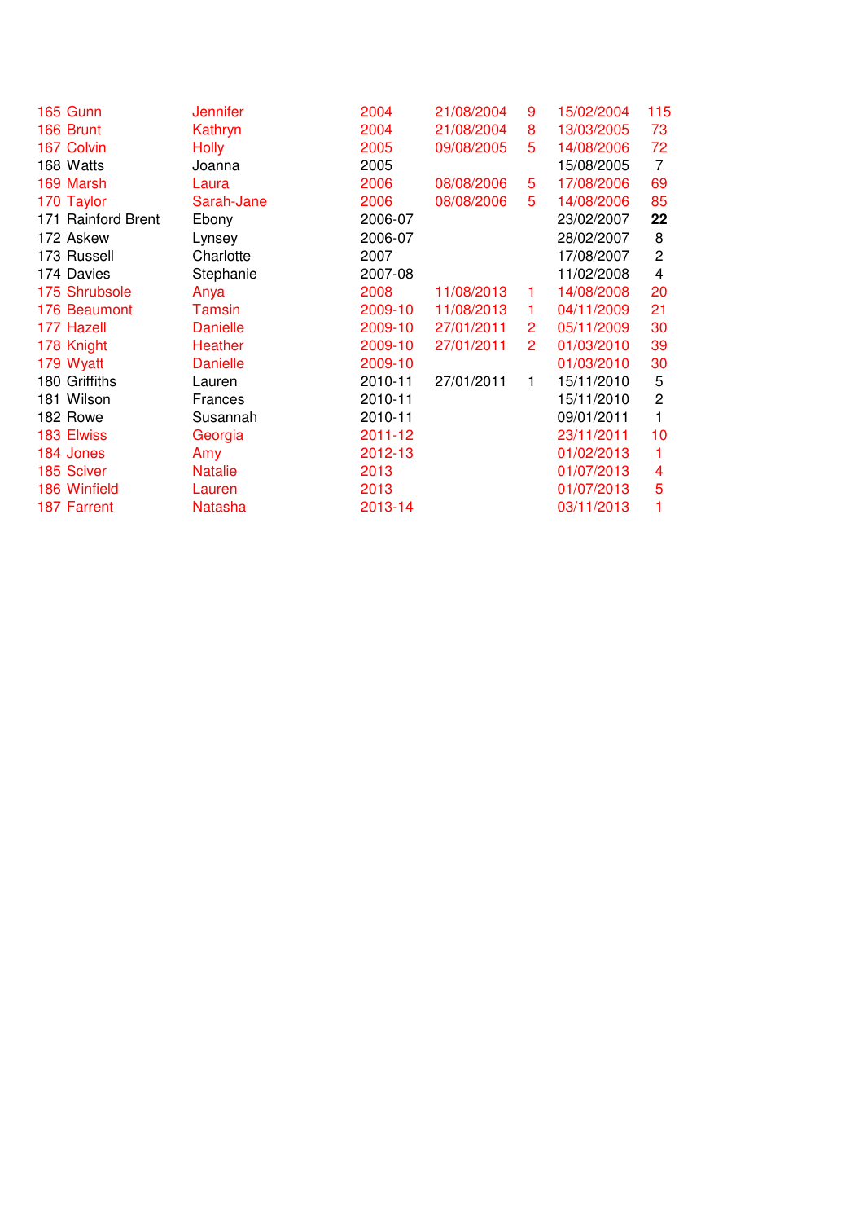| | | | | | | | |
|---|---|---|---|---|---|---|---|
| 165 | Gunn | Jennifer | 2004 | 21/08/2004 | 9 | 15/02/2004 | 115 |
| 166 | Brunt | Kathryn | 2004 | 21/08/2004 | 8 | 13/03/2005 | 73 |
| 167 | Colvin | Holly | 2005 | 09/08/2005 | 5 | 14/08/2006 | 72 |
| 168 | Watts | Joanna | 2005 | | | 15/08/2005 | 7 |
| 169 | Marsh | Laura | 2006 | 08/08/2006 | 5 | 17/08/2006 | 69 |
| 170 | Taylor | Sarah-Jane | 2006 | 08/08/2006 | 5 | 14/08/2006 | 85 |
| 171 | Rainford Brent | Ebony | 2006-07 | | | 23/02/2007 | **22** |
| 172 | Askew | Lynsey | 2006-07 | | | 28/02/2007 | 8 |
| 173 | Russell | Charlotte | 2007 | | | 17/08/2007 | 2 |
| 174 | Davies | Stephanie | 2007-08 | | | 11/02/2008 | 4 |
| 175 | Shrubsole | Anya | 2008 | 11/08/2013 | 1 | 14/08/2008 | 20 |
| 176 | Beaumont | Tamsin | 2009-10 | 11/08/2013 | 1 | 04/11/2009 | 21 |
| 177 | Hazell | Danielle | 2009-10 | 27/01/2011 | 2 | 05/11/2009 | 30 |
| 178 | Knight | Heather | 2009-10 | 27/01/2011 | 2 | 01/03/2010 | 39 |
| 179 | Wyatt | Danielle | 2009-10 | | | 01/03/2010 | 30 |
| 180 | Griffiths | Lauren | 2010-11 | 27/01/2011 | 1 | 15/11/2010 | 5 |
| 181 | Wilson | Frances | 2010-11 | | | 15/11/2010 | 2 |
| 182 | Rowe | Susannah | 2010-11 | | | 09/01/2011 | 1 |
| 183 | Elwiss | Georgia | 2011-12 | | | 23/11/2011 | 10 |
| 184 | Jones | Amy | 2012-13 | | | 01/02/2013 | 1 |
| 185 | Sciver | Natalie | 2013 | | | 01/07/2013 | 4 |
| 186 | Winfield | Lauren | 2013 | | | 01/07/2013 | 5 |
| 187 | Farrent | Natasha | 2013-14 | | | 03/11/2013 | 1 |